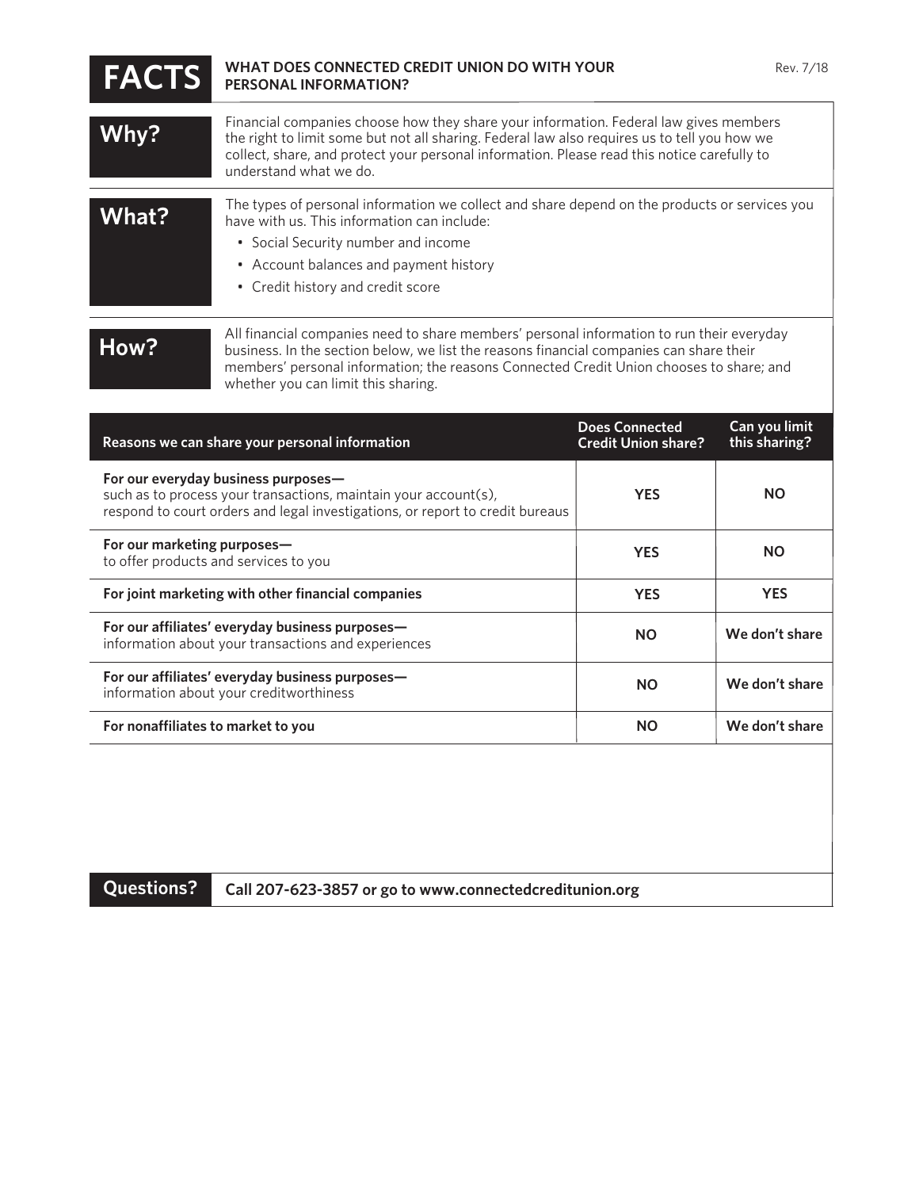# FACTS

**WHAT DOES CONNECTED CREDIT UNION DO WITH YOUR PERSONAL INFORMATION?**

Rev. 7/18

## Why?

Financial companies choose how they share your information. Federal law gives members the right to limit some but not all sharing. Federal law also requires us to tell you how we collect, share, and protect your personal information. Please read this notice carefully to understand what we do.

## What?

The types of personal information we collect and share depend on the products or services you have with us. This information can include:

- Social Security number and income
- Account balances and payment history
- Credit history and credit score

## How?

All financial companies need to share members' personal information to run their everyday business. In the section below, we list the reasons financial companies can share their members' personal information; the reasons Connected Credit Union chooses to share; and whether you can limit this sharing.

| Reasons we can share your personal information | Does Connected Credit Union share? | Can you limit this sharing? |
|---|---|---|
| **For our everyday business purposes—** such as to process your transactions, maintain your account(s), respond to court orders and legal investigations, or report to credit bureaus | YES | NO |
| **For our marketing purposes—** to offer products and services to you | YES | NO |
| **For joint marketing with other financial companies** | YES | YES |
| **For our affiliates' everyday business purposes—** information about your transactions and experiences | NO | We don't share |
| **For our affiliates' everyday business purposes—** information about your creditworthiness | NO | We don't share |
| **For nonaffiliates to market to you** | NO | We don't share |

## Questions?

**Call 207-623-3857 or go to www.connectedcreditunion.org**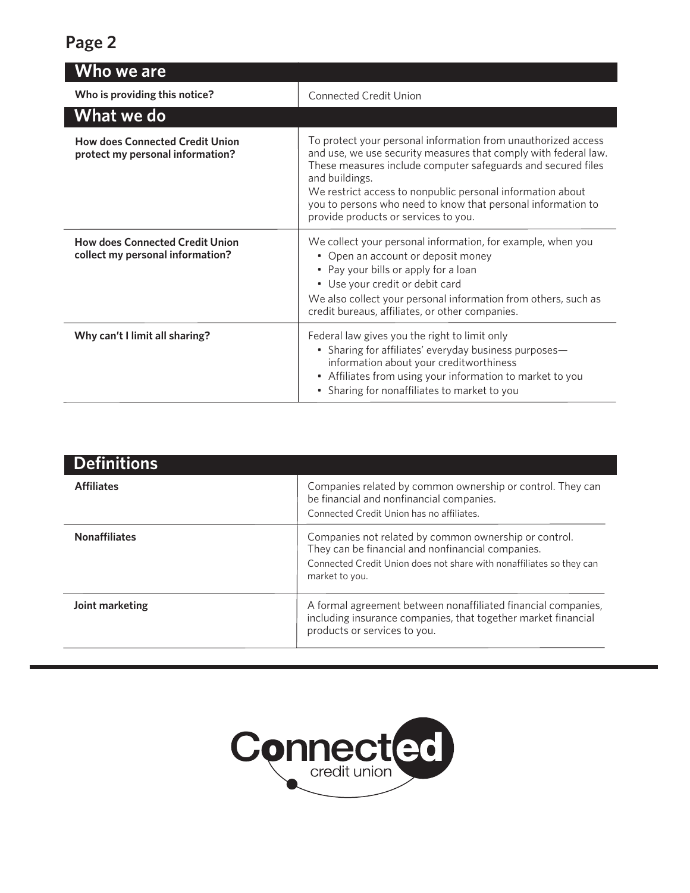| Who we are | |
|---|---|
| **Who is providing this notice?** | Connected Credit Union |

| What we do | |
|---|---|
| **How does Connected Credit Union protect my personal information?** | To protect your personal information from unauthorized access and use, we use security measures that comply with federal law. These measures include computer safeguards and secured files and buildings.<br>We restrict access to nonpublic personal information about you to persons who need to know that personal information to provide products or services to you. |
| **How does Connected Credit Union collect my personal information?** | We collect your personal information, for example, when you<br>• Open an account or deposit money<br>• Pay your bills or apply for a loan<br>• Use your credit or debit card<br>We also collect your personal information from others, such as credit bureaus, affiliates, or other companies. |
| **Why can't I limit all sharing?** | Federal law gives you the right to limit only<br>• Sharing for affiliates' everyday business purposes—information about your creditworthiness<br>• Affiliates from using your information to market to you<br>• Sharing for nonaffiliates to market to you |

| Definitions | |
|---|---|
| **Affiliates** | Companies related by common ownership or control. They can be financial and nonfinancial companies.<br>Connected Credit Union has no affiliates. |
| **Nonaffiliates** | Companies not related by common ownership or control. They can be financial and nonfinancial companies.<br>Connected Credit Union does not share with nonaffiliates so they can market to you. |
| **Joint marketing** | A formal agreement between nonaffiliated financial companies, including insurance companies, that together market financial products or services to you. |

Connected credit union